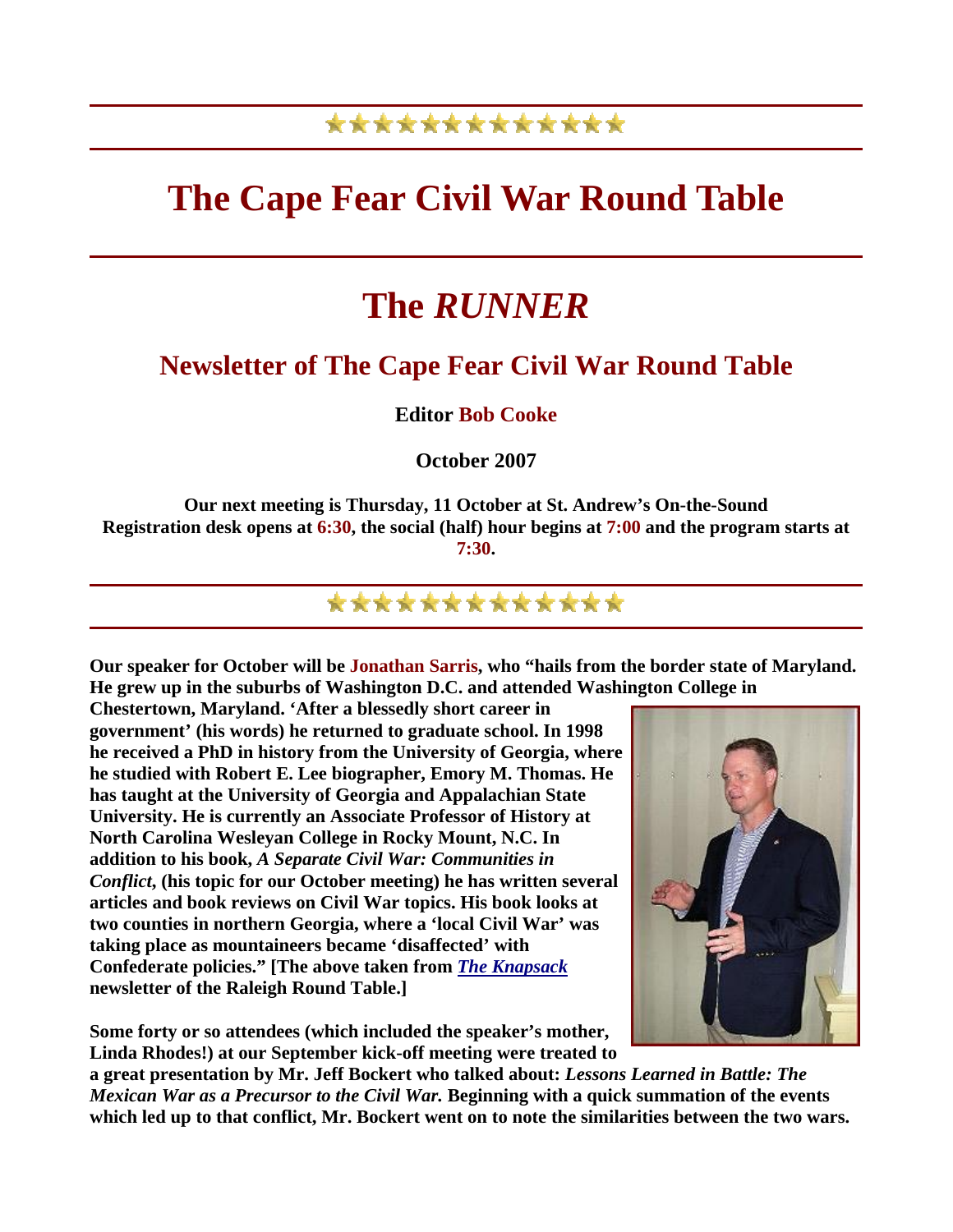★★★★★★★★★★★★★

# The Cape Fear Civil War Round Table

# The *RUNNER*

## Newsletter of The Cape Fear Civil War Round Table

**Editor Bob Cooke**

**October 2007**

**Our next meeting is Thursday, 11 October at St. Andrew's On-the-Sound**
**Registration desk opens at 6:30, the social (half) hour begins at 7:00 and the program starts at 7:30.**

★★★★★★★★★★★★★

**Our speaker for October will be Jonathan Sarris, who "hails from the border state of Maryland. He grew up in the suburbs of Washington D.C. and attended Washington College in Chestertown, Maryland. 'After a blessedly short career in government' (his words) he returned to graduate school. In 1998 he received a PhD in history from the University of Georgia, where he studied with Robert E. Lee biographer, Emory M. Thomas. He has taught at the University of Georgia and Appalachian State University. He is currently an Associate Professor of History at North Carolina Wesleyan College in Rocky Mount, N.C. In addition to his book, *A Separate Civil War: Communities in Conflict*, (his topic for our October meeting) he has written several articles and book reviews on Civil War topics. His book looks at two counties in northern Georgia, where a 'local Civil War' was taking place as mountaineers became 'disaffected' with Confederate policies." [The above taken from *The Knapsack* newsletter of the Raleigh Round Table.]**

**Some forty or so attendees (which included the speaker's mother, Linda Rhodes!) at our September kick-off meeting were treated to a great presentation by Mr. Jeff Bockert who talked about: *Lessons Learned in Battle: The Mexican War as a Precursor to the Civil War.* Beginning with a quick summation of the events which led up to that conflict, Mr. Bockert went on to note the similarities between the two wars.**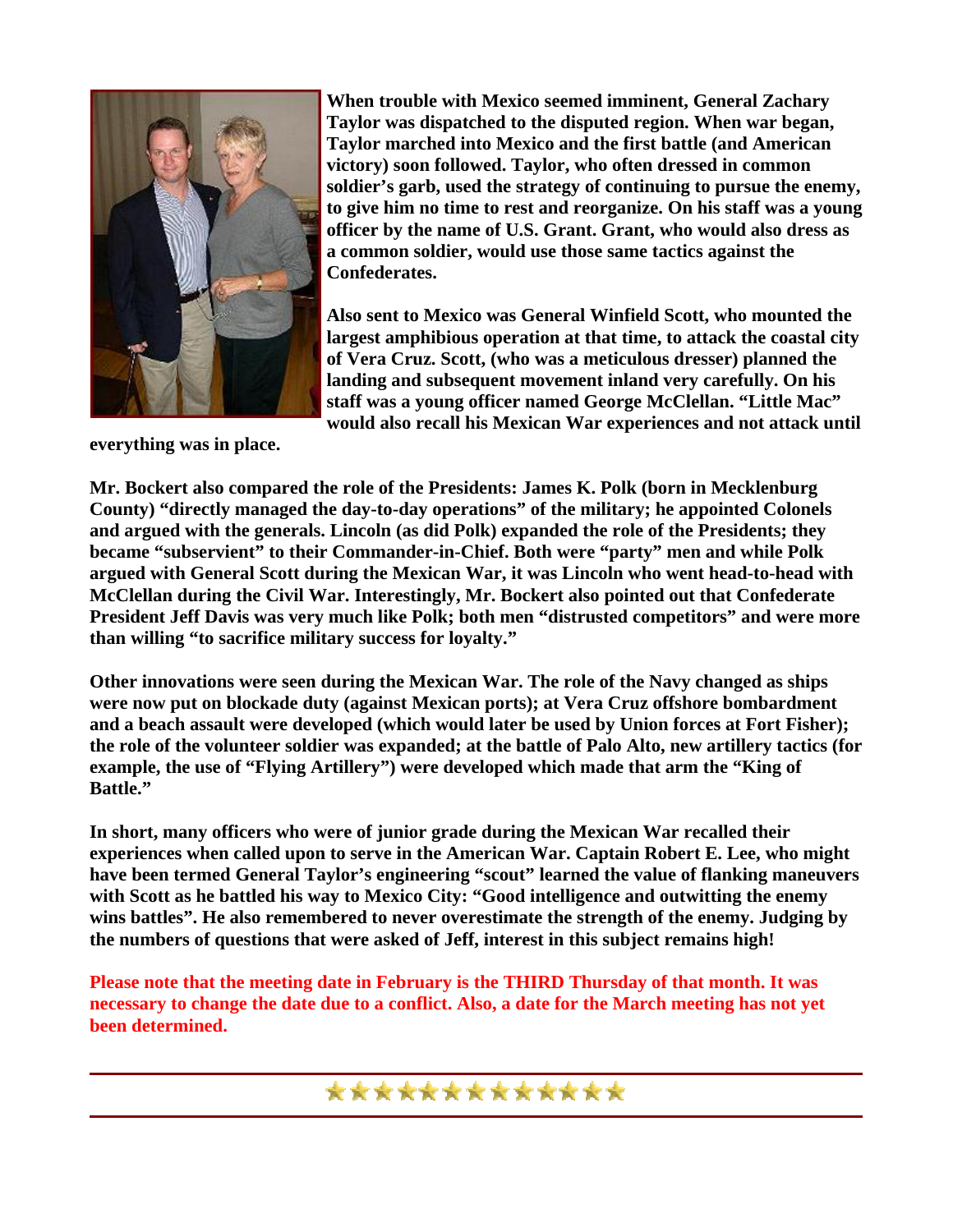**When trouble with Mexico seemed imminent, General Zachary Taylor was dispatched to the disputed region. When war began, Taylor marched into Mexico and the first battle (and American victory) soon followed. Taylor, who often dressed in common soldier's garb, used the strategy of continuing to pursue the enemy, to give him no time to rest and reorganize. On his staff was a young officer by the name of U.S. Grant. Grant, who would also dress as a common soldier, would use those same tactics against the Confederates.**

**Also sent to Mexico was General Winfield Scott, who mounted the largest amphibious operation at that time, to attack the coastal city of Vera Cruz. Scott, (who was a meticulous dresser) planned the landing and subsequent movement inland very carefully. On his staff was a young officer named George McClellan. "Little Mac" would also recall his Mexican War experiences and not attack until everything was in place.**

**Mr. Bockert also compared the role of the Presidents: James K. Polk (born in Mecklenburg County) "directly managed the day-to-day operations" of the military; he appointed Colonels and argued with the generals. Lincoln (as did Polk) expanded the role of the Presidents; they became "subservient" to their Commander-in-Chief. Both were "party" men and while Polk argued with General Scott during the Mexican War, it was Lincoln who went head-to-head with McClellan during the Civil War. Interestingly, Mr. Bockert also pointed out that Confederate President Jeff Davis was very much like Polk; both men "distrusted competitors" and were more than willing "to sacrifice military success for loyalty."**

**Other innovations were seen during the Mexican War. The role of the Navy changed as ships were now put on blockade duty (against Mexican ports); at Vera Cruz offshore bombardment and a beach assault were developed (which would later be used by Union forces at Fort Fisher); the role of the volunteer soldier was expanded; at the battle of Palo Alto, new artillery tactics (for example, the use of "Flying Artillery") were developed which made that arm the "King of Battle."**

**In short, many officers who were of junior grade during the Mexican War recalled their experiences when called upon to serve in the American War. Captain Robert E. Lee, who might have been termed General Taylor's engineering "scout" learned the value of flanking maneuvers with Scott as he battled his way to Mexico City: "Good intelligence and outwitting the enemy wins battles". He also remembered to never overestimate the strength of the enemy. Judging by the numbers of questions that were asked of Jeff, interest in this subject remains high!**

**Please note that the meeting date in February is the THIRD Thursday of that month. It was necessary to change the date due to a conflict. Also, a date for the March meeting has not yet been determined.**